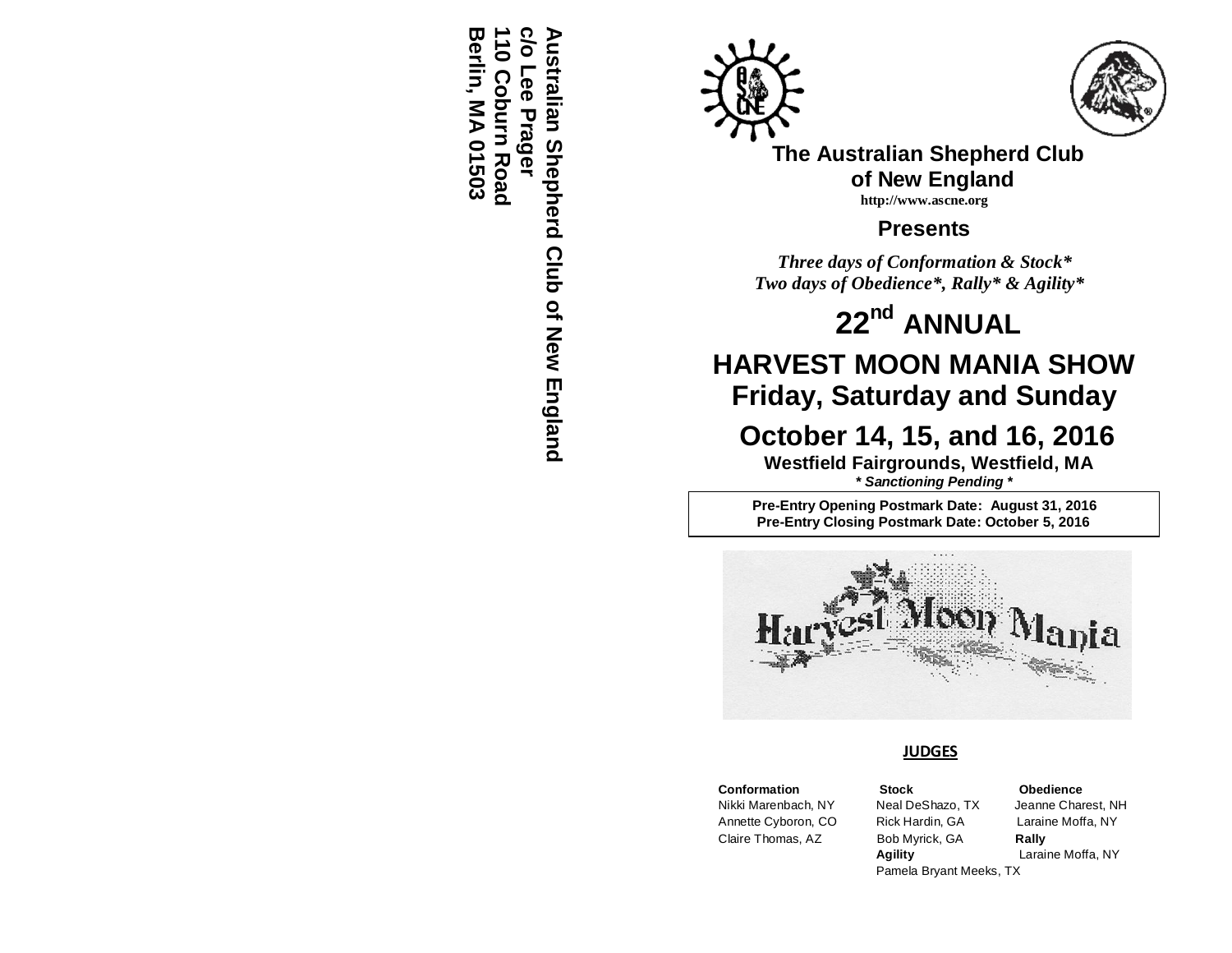Australian Shepherd Club of New England
c/o Lee Prager
110 Coburn Road
Berlin, MA 01503

# The Australian Shepherd Club of New England

**http://www.ascne.org**

## Presents

***Three days of Conformation & Stock****
***Two days of Obedience*, Rally* & Agility****

# 22nd ANNUAL

# HARVEST MOON MANIA SHOW

## Friday, Saturday and Sunday

## October 14, 15, and 16, 2016

**Westfield Fairgrounds, Westfield, MA**

***\* Sanctioning Pending \****

**Pre-Entry Opening Postmark Date: August 31, 2016**
**Pre-Entry Closing Postmark Date: October 5, 2016**

Harvest Moon Mania

## JUDGES

| Conformation | Stock | Obedience |
|---|---|---|
| Nikki Marenbach, NY | Neal DeShazo, TX | Jeanne Charest, NH |
| Annette Cyboron, CO | Rick Hardin, GA | Laraine Moffa, NY |
| Claire Thomas, AZ | Bob Myrick, GA | **Rally** |
| | **Agility** | Laraine Moffa, NY |
| | Pamela Bryant Meeks, TX | |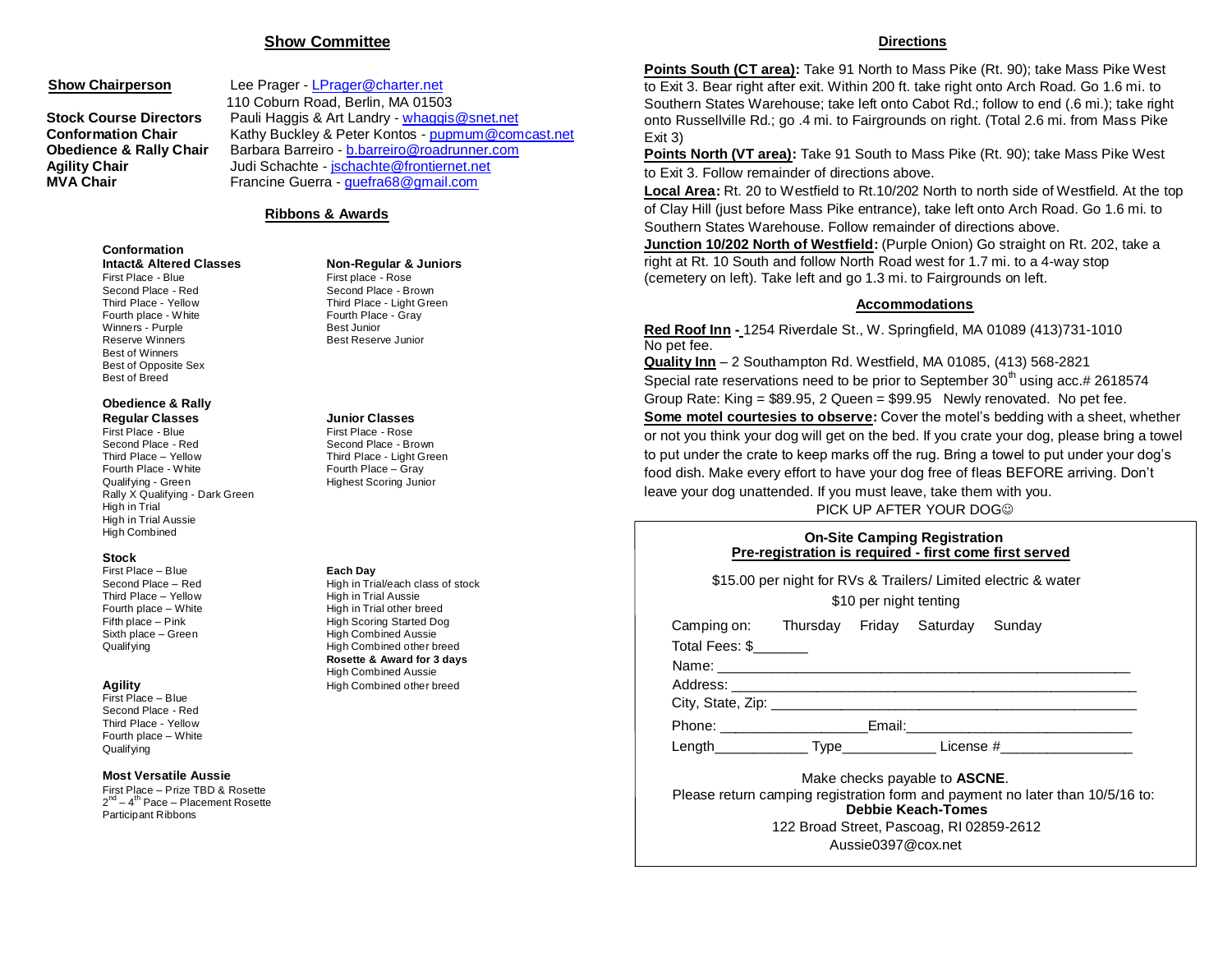## Show Committee

**Show Chairperson** Lee Prager - LPrager@charter.net
110 Coburn Road, Berlin, MA 01503

**Stock Course Directors** Pauli Haggis & Art Landry - whaggis@snet.net

**Conformation Chair** Kathy Buckley & Peter Kontos - pupmum@comcast.net

**Obedience & Rally Chair** Barbara Barreiro - b.barreiro@roadrunner.com

**Agility Chair** Judi Schachte - jschachte@frontiernet.net

**MVA Chair** Francine Guerra - guefra68@gmail.com

## Ribbons & Awards

**Conformation**

**Intact& Altered Classes**
First Place - Blue
Second Place - Red
Third Place - Yellow
Fourth place - White
Winners - Purple
Reserve Winners
Best of Winners
Best of Opposite Sex
Best of Breed

**Non-Regular & Juniors**
First place - Rose
Second Place - Brown
Third Place - Light Green
Fourth Place - Gray
Best Junior
Best Reserve Junior

**Obedience & Rally**

**Regular Classes**
First Place - Blue
Second Place - Red
Third Place – Yellow
Fourth Place - White
Qualifying - Green
Rally X Qualifying - Dark Green
High in Trial
High in Trial Aussie
High Combined

**Junior Classes**
First Place - Rose
Second Place - Brown
Third Place - Light Green
Fourth Place – Gray
Highest Scoring Junior

**Stock**
First Place – Blue
Second Place – Red
Third Place – Yellow
Fourth place – White
Fifth place – Pink
Sixth place – Green
Qualifying

**Each Day**
High in Trial/each class of stock
High in Trial Aussie
High in Trial other breed
High Scoring Started Dog
High Combined Aussie
High Combined other breed

**Rosette & Award for 3 days**
High Combined Aussie
High Combined other breed

**Agility**
First Place – Blue
Second Place - Red
Third Place - Yellow
Fourth place – White
Qualifying

**Most Versatile Aussie**
First Place – Prize TBD & Rosette
2nd – 4th Pace – Placement Rosette
Participant Ribbons

## Directions

**Points South (CT area):** Take 91 North to Mass Pike (Rt. 90); take Mass Pike West to Exit 3. Bear right after exit. Within 200 ft. take right onto Arch Road. Go 1.6 mi. to Southern States Warehouse; take left onto Cabot Rd.; follow to end (.6 mi.); take right onto Russellville Rd.; go .4 mi. to Fairgrounds on right. (Total 2.6 mi. from Mass Pike Exit 3)

**Points North (VT area):** Take 91 South to Mass Pike (Rt. 90); take Mass Pike West to Exit 3. Follow remainder of directions above.

**Local Area:** Rt. 20 to Westfield to Rt.10/202 North to north side of Westfield. At the top of Clay Hill (just before Mass Pike entrance), take left onto Arch Road. Go 1.6 mi. to Southern States Warehouse. Follow remainder of directions above.

**Junction 10/202 North of Westfield:** (Purple Onion) Go straight on Rt. 202, take a right at Rt. 10 South and follow North Road west for 1.7 mi. to a 4-way stop (cemetery on left). Take left and go 1.3 mi. to Fairgrounds on left.

## Accommodations

**Red Roof Inn -** 1254 Riverdale St., W. Springfield, MA 01089 (413)731-1010
No pet fee.

**Quality Inn** – 2 Southampton Rd. Westfield, MA 01085, (413) 568-2821
Special rate reservations need to be prior to September 30th using acc.# 2618574
Group Rate: King = $89.95, 2 Queen = $99.95 Newly renovated. No pet fee.

**Some motel courtesies to observe:** Cover the motel's bedding with a sheet, whether or not you think your dog will get on the bed. If you crate your dog, please bring a towel to put under the crate to keep marks off the rug. Bring a towel to put under your dog's food dish. Make every effort to have your dog free of fleas BEFORE arriving. Don't leave your dog unattended. If you must leave, take them with you.

PICK UP AFTER YOUR DOG☺

**On-Site Camping Registration**
**Pre-registration is required - first come first served**

$15.00 per night for RVs & Trailers/ Limited electric & water
$10 per night tenting

Camping on: Thursday Friday Saturday Sunday

Total Fees: $_______

Name: ____________________________________________________

Address: __________________________________________________

City, State, Zip: _____________________________________________

Phone: __________________Email:____________________________

Length____________ Type____________ License #________________

Make checks payable to **ASCNE**.
Please return camping registration form and payment no later than 10/5/16 to:
**Debbie Keach-Tomes**
122 Broad Street, Pascoag, RI 02859-2612
Aussie0397@cox.net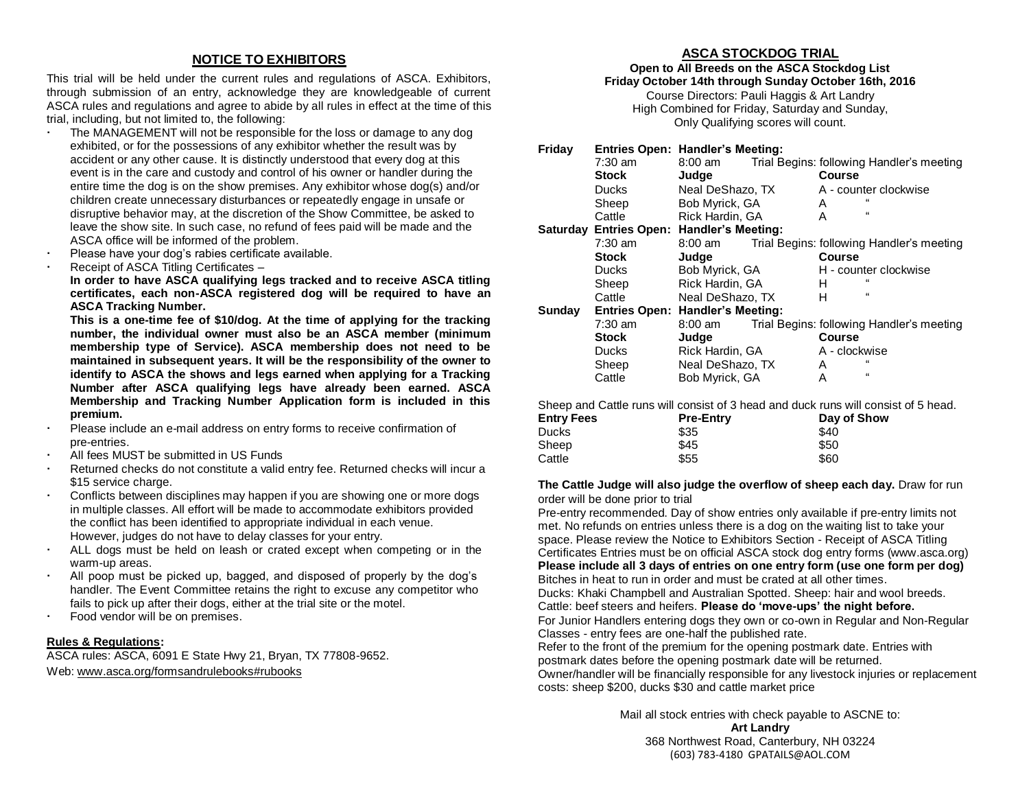## NOTICE TO EXHIBITORS

This trial will be held under the current rules and regulations of ASCA. Exhibitors, through submission of an entry, acknowledge they are knowledgeable of current ASCA rules and regulations and agree to abide by all rules in effect at the time of this trial, including, but not limited to, the following:

- The MANAGEMENT will not be responsible for the loss or damage to any dog exhibited, or for the possessions of any exhibitor whether the result was by accident or any other cause. It is distinctly understood that every dog at this event is in the care and custody and control of his owner or handler during the entire time the dog is on the show premises. Any exhibitor whose dog(s) and/or children create unnecessary disturbances or repeatedly engage in unsafe or disruptive behavior may, at the discretion of the Show Committee, be asked to leave the show site. In such case, no refund of fees paid will be made and the ASCA office will be informed of the problem.
- Please have your dog's rabies certificate available.
- Receipt of ASCA Titling Certificates –
  **In order to have ASCA qualifying legs tracked and to receive ASCA titling certificates, each non-ASCA registered dog will be required to have an ASCA Tracking Number.**
  **This is a one-time fee of $10/dog. At the time of applying for the tracking number, the individual owner must also be an ASCA member (minimum membership type of Service). ASCA membership does not need to be maintained in subsequent years. It will be the responsibility of the owner to identify to ASCA the shows and legs earned when applying for a Tracking Number after ASCA qualifying legs have already been earned. ASCA Membership and Tracking Number Application form is included in this premium.**
- Please include an e-mail address on entry forms to receive confirmation of pre-entries.
- All fees MUST be submitted in US Funds
- Returned checks do not constitute a valid entry fee. Returned checks will incur a $15 service charge.
- Conflicts between disciplines may happen if you are showing one or more dogs in multiple classes. All effort will be made to accommodate exhibitors provided the conflict has been identified to appropriate individual in each venue. However, judges do not have to delay classes for your entry.
- ALL dogs must be held on leash or crated except when competing or in the warm-up areas.
- All poop must be picked up, bagged, and disposed of properly by the dog's handler. The Event Committee retains the right to excuse any competitor who fails to pick up after their dogs, either at the trial site or the motel.
- Food vendor will be on premises.

**Rules & Regulations:**

ASCA rules: ASCA, 6091 E State Hwy 21, Bryan, TX 77808-9652.
Web: www.asca.org/formsandrulebooks#rubooks

## ASCA STOCKDOG TRIAL

**Open to All Breeds on the ASCA Stockdog List**
**Friday October 14th through Sunday October 16th, 2016**
Course Directors: Pauli Haggis & Art Landry
High Combined for Friday, Saturday and Sunday,
Only Qualifying scores will count.

| | | | |
|---|---|---|---|
| **Friday** | **Entries Open:** | **Handler's Meeting:** | |
| | 7:30 am | 8:00 am | Trial Begins: following Handler's meeting |
| | **Stock** | **Judge** | **Course** |
| | Ducks | Neal DeShazo, TX | A - counter clockwise |
| | Sheep | Bob Myrick, GA | A " |
| | Cattle | Rick Hardin, GA | A " |
| **Saturday** | **Entries Open:** | **Handler's Meeting:** | |
| | 7:30 am | 8:00 am | Trial Begins: following Handler's meeting |
| | **Stock** | **Judge** | **Course** |
| | Ducks | Bob Myrick, GA | H - counter clockwise |
| | Sheep | Rick Hardin, GA | H " |
| | Cattle | Neal DeShazo, TX | H " |
| **Sunday** | **Entries Open:** | **Handler's Meeting:** | |
| | 7:30 am | 8:00 am | Trial Begins: following Handler's meeting |
| | **Stock** | **Judge** | **Course** |
| | Ducks | Rick Hardin, GA | A - clockwise |
| | Sheep | Neal DeShazo, TX | A " |
| | Cattle | Bob Myrick, GA | A " |

Sheep and Cattle runs will consist of 3 head and duck runs will consist of 5 head.

| **Entry Fees** | **Pre-Entry** | **Day of Show** |
|---|---|---|
| Ducks | $35 | $40 |
| Sheep | $45 | $50 |
| Cattle | $55 | $60 |

**The Cattle Judge will also judge the overflow of sheep each day.** Draw for run order will be done prior to trial

Pre-entry recommended. Day of show entries only available if pre-entry limits not met. No refunds on entries unless there is a dog on the waiting list to take your space. Please review the Notice to Exhibitors Section - Receipt of ASCA Titling Certificates Entries must be on official ASCA stock dog entry forms (www.asca.org)

**Please include all 3 days of entries on one entry form (use one form per dog)**

Bitches in heat to run in order and must be crated at all other times.

Ducks: Khaki Champbell and Australian Spotted. Sheep: hair and wool breeds.

Cattle: beef steers and heifers. **Please do 'move-ups' the night before.**

For Junior Handlers entering dogs they own or co-own in Regular and Non-Regular Classes - entry fees are one-half the published rate.

Refer to the front of the premium for the opening postmark date. Entries with postmark dates before the opening postmark date will be returned.

Owner/handler will be financially responsible for any livestock injuries or replacement costs: sheep $200, ducks $30 and cattle market price

Mail all stock entries with check payable to ASCNE to:
**Art Landry**
368 Northwest Road, Canterbury, NH 03224
(603) 783-4180 GPATAILS@AOL.COM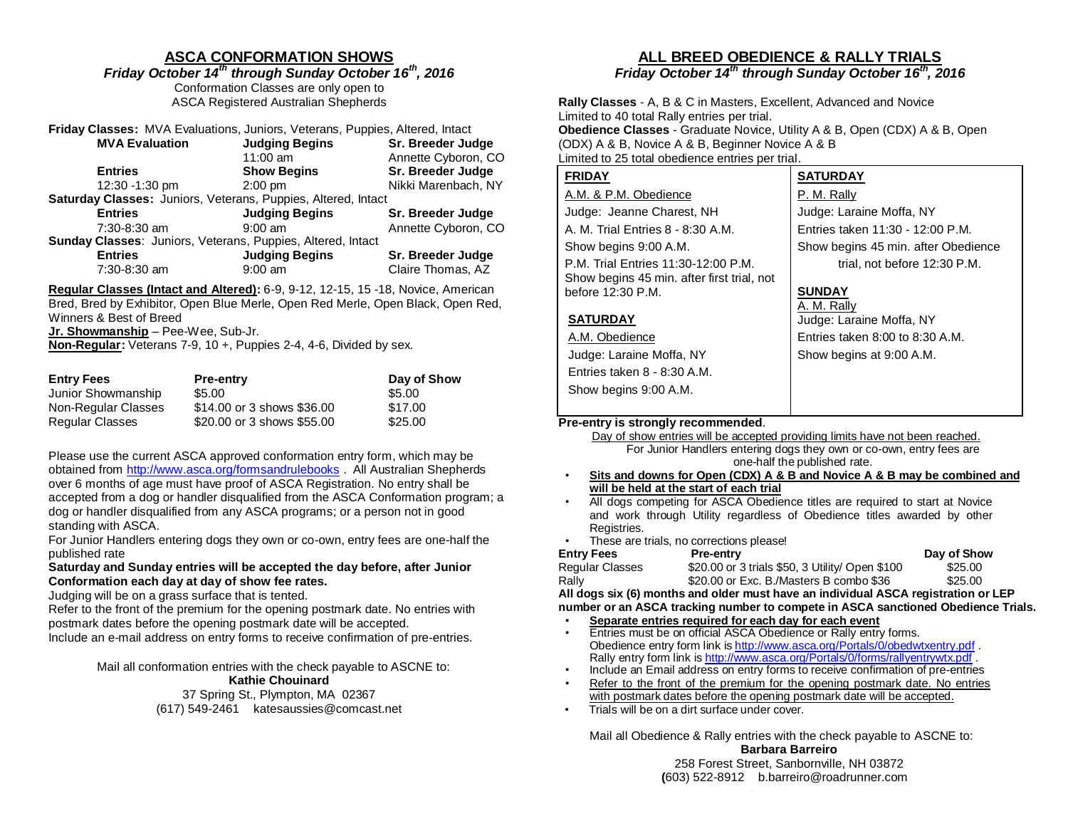## ASCA CONFORMATION SHOWS

***Friday October 14th through Sunday October 16th, 2016***

Conformation Classes are only open to ASCA Registered Australian Shepherds

**Friday Classes:** MVA Evaluations, Juniors, Veterans, Puppies, Altered, Intact

| **MVA Evaluation** | **Judging Begins** | **Sr. Breeder Judge** |
|---|---|---|
| | 11:00 am | Annette Cyboron, CO |
| **Entries** | **Show Begins** | **Sr. Breeder Judge** |
| 12:30 -1:30 pm | 2:00 pm | Nikki Marenbach, NY |

**Saturday Classes:** Juniors, Veterans, Puppies, Altered, Intact

| **Entries** | **Judging Begins** | **Sr. Breeder Judge** |
|---|---|---|
| 7:30-8:30 am | 9:00 am | Annette Cyboron, CO |

**Sunday Classes**: Juniors, Veterans, Puppies, Altered, Intact

| **Entries** | **Judging Begins** | **Sr. Breeder Judge** |
|---|---|---|
| 7:30-8:30 am | 9:00 am | Claire Thomas, AZ |

**Regular Classes (Intact and Altered):** 6-9, 9-12, 12-15, 15 -18, Novice, American Bred, Bred by Exhibitor, Open Blue Merle, Open Red Merle, Open Black, Open Red, Winners & Best of Breed

**Jr. Showmanship** – Pee-Wee, Sub-Jr.

**Non-Regular:** Veterans 7-9, 10 +, Puppies 2-4, 4-6, Divided by sex.

| **Entry Fees** | **Pre-entry** | **Day of Show** |
|---|---|---|
| Junior Showmanship | $5.00 | $5.00 |
| Non-Regular Classes | $14.00 or 3 shows $36.00 | $17.00 |
| Regular Classes | $20.00 or 3 shows $55.00 | $25.00 |

Please use the current ASCA approved conformation entry form, which may be obtained from http://www.asca.org/formsandrulebooks . All Australian Shepherds over 6 months of age must have proof of ASCA Registration. No entry shall be accepted from a dog or handler disqualified from the ASCA Conformation program; a dog or handler disqualified from any ASCA programs; or a person not in good standing with ASCA.

For Junior Handlers entering dogs they own or co-own, entry fees are one-half the published rate

**Saturday and Sunday entries will be accepted the day before, after Junior Conformation each day at day of show fee rates.**

Judging will be on a grass surface that is tented.

Refer to the front of the premium for the opening postmark date. No entries with postmark dates before the opening postmark date will be accepted.

Include an e-mail address on entry forms to receive confirmation of pre-entries.

Mail all conformation entries with the check payable to ASCNE to:
**Kathie Chouinard**
37 Spring St., Plympton, MA 02367
(617) 549-2461 katesaussies@comcast.net

## ALL BREED OBEDIENCE & RALLY TRIALS

***Friday October 14th through Sunday October 16th, 2016***

**Rally Classes** - A, B & C in Masters, Excellent, Advanced and Novice
Limited to 40 total Rally entries per trial.

**Obedience Classes** - Graduate Novice, Utility A & B, Open (CDX) A & B, Open (ODX) A & B, Novice A & B, Beginner Novice A & B
Limited to 25 total obedience entries per trial.

| **FRIDAY** | **SATURDAY** |
|---|---|
| A.M. & P.M. Obedience | P. M. Rally |
| Judge: Jeanne Charest, NH | Judge: Laraine Moffa, NY |
| A. M. Trial Entries 8 - 8:30 A.M. | Entries taken 11:30 - 12:00 P.M. |
| Show begins 9:00 A.M. | Show begins 45 min. after Obedience trial, not before 12:30 P.M. |
| P.M. Trial Entries 11:30-12:00 P.M. Show begins 45 min. after first trial, not before 12:30 P.M. | **SUNDAY** |
| | A. M. Rally |
| **SATURDAY** | Judge: Laraine Moffa, NY |
| A.M. Obedience | Entries taken 8:00 to 8:30 A.M. |
| Judge: Laraine Moffa, NY | Show begins at 9:00 A.M. |
| Entries taken 8 - 8:30 A.M. | |
| Show begins 9:00 A.M. | |

**Pre-entry is strongly recommended**.

Day of show entries will be accepted providing limits have not been reached.
For Junior Handlers entering dogs they own or co-own, entry fees are one-half the published rate.

- **Sits and downs for Open (CDX) A & B and Novice A & B may be combined and will be held at the start of each trial**
- All dogs competing for ASCA Obedience titles are required to start at Novice and work through Utility regardless of Obedience titles awarded by other Registries.
- These are trials, no corrections please!

| **Entry Fees** | **Pre-entry** | **Day of Show** |
|---|---|---|
| Regular Classes | $20.00 or 3 trials $50, 3 Utility/ Open $100 | $25.00 |
| Rally | $20.00 or Exc. B./Masters B combo $36 | $25.00 |

**All dogs six (6) months and older must have an individual ASCA registration or LEP number or an ASCA tracking number to compete in ASCA sanctioned Obedience Trials.**

- **Separate entries required for each day for each event**
- Entries must be on official ASCA Obedience or Rally entry forms.
  Obedience entry form link is http://www.asca.org/Portals/0/obedwtxentry.pdf .
  Rally entry form link is http://www.asca.org/Portals/0/forms/rallyentrywtx.pdf .
- Include an Email address on entry forms to receive confirmation of pre-entries
- Refer to the front of the premium for the opening postmark date. No entries with postmark dates before the opening postmark date will be accepted.
- Trials will be on a dirt surface under cover.

Mail all Obedience & Rally entries with the check payable to ASCNE to:
**Barbara Barreiro**
258 Forest Street, Sanbornville, NH 03872
(603) 522-8912 b.barreiro@roadrunner.com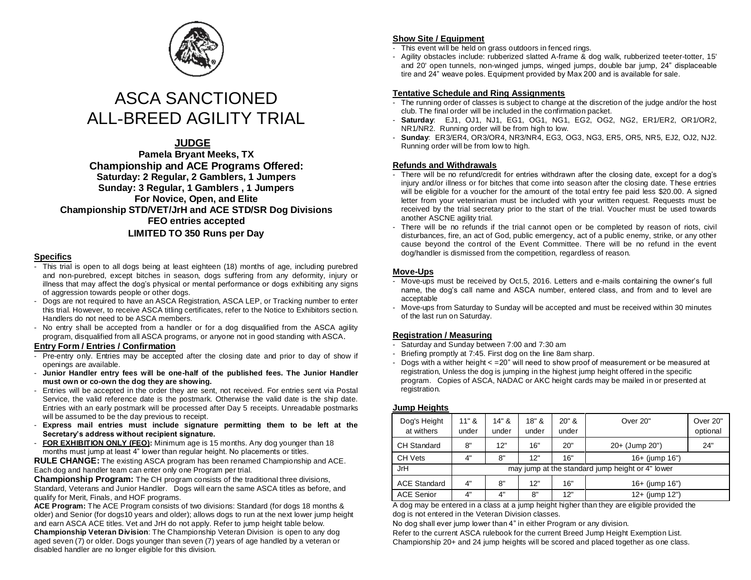# ASCA SANCTIONED ALL-BREED AGILITY TRIAL

## JUDGE

**Pamela Bryant Meeks, TX**

**Championship and ACE Programs Offered:**
**Saturday: 2 Regular, 2 Gamblers, 1 Jumpers**
**Sunday: 3 Regular, 1 Gamblers , 1 Jumpers**
**For Novice, Open, and Elite**
**Championship STD/VET/JrH and ACE STD/SR Dog Divisions**
**FEO entries accepted**
**LIMITED TO 350 Runs per Day**

### Specifics

- This trial is open to all dogs being at least eighteen (18) months of age, including purebred and non-purebred, except bitches in season, dogs suffering from any deformity, injury or illness that may affect the dog's physical or mental performance or dogs exhibiting any signs of aggression towards people or other dogs.
- Dogs are not required to have an ASCA Registration, ASCA LEP, or Tracking number to enter this trial. However, to receive ASCA titling certificates, refer to the Notice to Exhibitors section. Handlers do not need to be ASCA members.
- No entry shall be accepted from a handler or for a dog disqualified from the ASCA agility program, disqualified from all ASCA programs, or anyone not in good standing with ASCA.

### Entry Form / Entries / Confirmation

- Pre-entry only. Entries may be accepted after the closing date and prior to day of show if openings are available.
- **Junior Handler entry fees will be one-half of the published fees. The Junior Handler must own or co-own the dog they are showing.**
- Entries will be accepted in the order they are sent, not received. For entries sent via Postal Service, the valid reference date is the postmark. Otherwise the valid date is the ship date. Entries with an early postmark will be processed after Day 5 receipts. Unreadable postmarks will be assumed to be the day previous to receipt.
- **Express mail entries must include signature permitting them to be left at the Secretary's address without recipient signature.**
- **FOR EXHIBITION ONLY (FEO):** Minimum age is 15 months. Any dog younger than 18 months must jump at least 4" lower than regular height. No placements or titles.

**RULE CHANGE:** The existing ASCA program has been renamed Championship and ACE. Each dog and handler team can enter only one Program per trial.

**Championship Program:** The CH program consists of the traditional three divisions, Standard, Veterans and Junior Handler. Dogs will earn the same ASCA titles as before, and qualify for Merit, Finals, and HOF programs.

**ACE Program:** The ACE Program consists of two divisions: Standard (for dogs 18 months & older) and Senior (for dogs10 years and older); allows dogs to run at the next lower jump height and earn ASCA ACE titles. Vet and JrH do not apply. Refer to jump height table below.

**Championship Veteran Division**: The Championship Veteran Division is open to any dog aged seven (7) or older. Dogs younger than seven (7) years of age handled by a veteran or disabled handler are no longer eligible for this division.

### Show Site / Equipment

- This event will be held on grass outdoors in fenced rings.
- Agility obstacles include: rubberized slatted A-frame & dog walk, rubberized teeter-totter, 15' and 20' open tunnels, non-winged jumps, winged jumps, double bar jump, 24" displaceable tire and 24" weave poles. Equipment provided by Max 200 and is available for sale.

### Tentative Schedule and Ring Assignments

- The running order of classes is subject to change at the discretion of the judge and/or the host club. The final order will be included in the confirmation packet.
- **Saturday**: EJ1, OJ1, NJ1, EG1, OG1, NG1, EG2, OG2, NG2, ER1/ER2, OR1/OR2, NR1/NR2. Running order will be from high to low.
- **Sunday**: ER3/ER4, OR3/OR4, NR3/NR4, EG3, OG3, NG3, ER5, OR5, NR5, EJ2, OJ2, NJ2. Running order will be from low to high.

### Refunds and Withdrawals

- There will be no refund/credit for entries withdrawn after the closing date, except for a dog's injury and/or illness or for bitches that come into season after the closing date. These entries will be eligible for a voucher for the amount of the total entry fee paid less $20.00. A signed letter from your veterinarian must be included with your written request. Requests must be received by the trial secretary prior to the start of the trial. Voucher must be used towards another ASCNE agility trial.
- There will be no refunds if the trial cannot open or be completed by reason of riots, civil disturbances, fire, an act of God, public emergency, act of a public enemy, strike, or any other cause beyond the control of the Event Committee. There will be no refund in the event dog/handler is dismissed from the competition, regardless of reason.

### Move-Ups

- Move-ups must be received by Oct.5, 2016. Letters and e-mails containing the owner's full name, the dog's call name and ASCA number, entered class, and from and to level are acceptable
- Move-ups from Saturday to Sunday will be accepted and must be received within 30 minutes of the last run on Saturday.

### Registration / Measuring

- Saturday and Sunday between 7:00 and 7:30 am
- Briefing promptly at 7:45. First dog on the line 8am sharp.
- Dogs with a wither height < =20" will need to show proof of measurement or be measured at registration, Unless the dog is jumping in the highest jump height offered in the specific program. Copies of ASCA, NADAC or AKC height cards may be mailed in or presented at registration.

### Jump Heights

| Dog's Height at withers | 11" & under | 14" & under | 18" & under | 20" & under | Over 20" | Over 20" optional |
|---|---|---|---|---|---|---|
| CH Standard | 8" | 12" | 16" | 20" | 20+ (Jump 20") | 24" |
| CH Vets | 4" | 8" | 12" | 16" | 16+ (jump 16") | |
| JrH | may jump at the standard jump height or 4" lower | | | | | |
| ACE Standard | 4" | 8" | 12" | 16" | 16+ (jump 16") | |
| ACE Senior | 4" | 4" | 8" | 12" | 12+ (jump 12") | |

A dog may be entered in a class at a jump height higher than they are eligible provided the dog is not entered in the Veteran Division classes.

No dog shall ever jump lower than 4" in either Program or any division.

Refer to the current ASCA rulebook for the current Breed Jump Height Exemption List.

Championship 20+ and 24 jump heights will be scored and placed together as one class.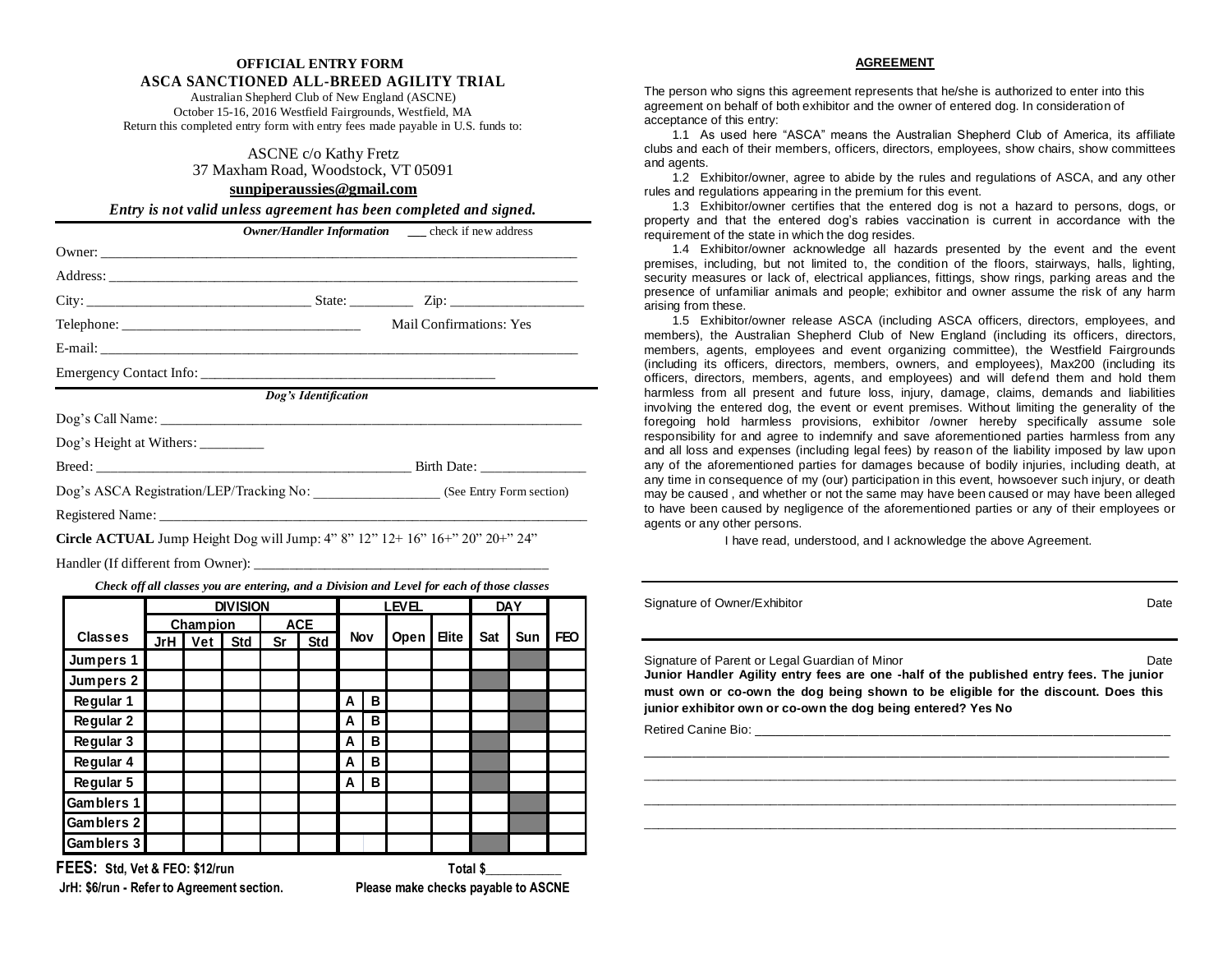**OFFICIAL ENTRY FORM**

**ASCA SANCTIONED ALL-BREED AGILITY TRIAL**

Australian Shepherd Club of New England (ASCNE)
October 15-16, 2016 Westfield Fairgrounds, Westfield, MA
Return this completed entry form with entry fees made payable in U.S. funds to:

ASCNE c/o Kathy Fretz
37 Maxham Road, Woodstock, VT 05091
**sunpiperaussies@gmail.com**

***Entry is not valid unless agreement has been completed and signed.***

***Owner/Handler Information*** ___ check if new address

Owner: ____________________________________________

Address: ____________________________________________

City: ______________________ State: ________ Zip: ______________

Telephone: __________________________ Mail Confirmations: Yes

E-mail: ____________________________________________

Emergency Contact Info: ______________________________

***Dog's Identification***

Dog's Call Name: ____________________________________________

Dog's Height at Withers: _________

Breed: ________________________________ Birth Date: ______________

Dog's ASCA Registration/LEP/Tracking No: _________________ (See Entry Form section)

Registered Name: ____________________________________________

**Circle ACTUAL** Jump Height Dog will Jump: 4" 8" 12" 12+ 16" 16+" 20" 20+" 24"

Handler (If different from Owner): ______________________________

***Check off all classes you are entering, and a Division and Level for each of those classes***

| | DIVISION | | | | | LEVEL | | | | DAY | | |
|---|---|---|---|---|---|---|---|---|---|---|---|---|
| | Champion | | | ACE | | | | | | | | |
| **Classes** | **JrH** | **Vet** | **Std** | **Sr** | **Std** | **Nov** | | **Open** | **Elite** | **Sat** | **Sun** | **FEO** |
| **Jumpers 1** | | | | | | | | | | | | |
| **Jumpers 2** | | | | | | | | | | | | |
| **Regular 1** | | | | | | A | B | | | | | |
| **Regular 2** | | | | | | A | B | | | | | |
| **Regular 3** | | | | | | A | B | | | | | |
| **Regular 4** | | | | | | A | B | | | | | |
| **Regular 5** | | | | | | A | B | | | | | |
| **Gamblers 1** | | | | | | | | | | | | |
| **Gamblers 2** | | | | | | | | | | | | |
| **Gamblers 3** | | | | | | | | | | | | |

**FEES: Std, Vet & FEO: $12/run** **Total $___________**

**JrH: $6/run - Refer to Agreement section.** **Please make checks payable to ASCNE**

**AGREEMENT**

The person who signs this agreement represents that he/she is authorized to enter into this agreement on behalf of both exhibitor and the owner of entered dog. In consideration of acceptance of this entry:

1.1 As used here "ASCA" means the Australian Shepherd Club of America, its affiliate clubs and each of their members, officers, directors, employees, show chairs, show committees and agents.

1.2 Exhibitor/owner, agree to abide by the rules and regulations of ASCA, and any other rules and regulations appearing in the premium for this event.

1.3 Exhibitor/owner certifies that the entered dog is not a hazard to persons, dogs, or property and that the entered dog's rabies vaccination is current in accordance with the requirement of the state in which the dog resides.

1.4 Exhibitor/owner acknowledge all hazards presented by the event and the event premises, including, but not limited to, the condition of the floors, stairways, halls, lighting, security measures or lack of, electrical appliances, fittings, show rings, parking areas and the presence of unfamiliar animals and people; exhibitor and owner assume the risk of any harm arising from these.

1.5 Exhibitor/owner release ASCA (including ASCA officers, directors, employees, and members), the Australian Shepherd Club of New England (including its officers, directors, members, agents, employees and event organizing committee), the Westfield Fairgrounds (including its officers, directors, members, owners, and employees), Max200 (including its officers, directors, members, agents, and employees) and will defend them and hold them harmless from all present and future loss, injury, damage, claims, demands and liabilities involving the entered dog, the event or event premises. Without limiting the generality of the foregoing hold harmless provisions, exhibitor /owner hereby specifically assume sole responsibility for and agree to indemnify and save aforementioned parties harmless from any and all loss and expenses (including legal fees) by reason of the liability imposed by law upon any of the aforementioned parties for damages because of bodily injuries, including death, at any time in consequence of my (our) participation in this event, howsoever such injury, or death may be caused , and whether or not the same may have been caused or may have been alleged to have been caused by negligence of the aforementioned parties or any of their employees or agents or any other persons.

I have read, understood, and I acknowledge the above Agreement.

______________________________________________

Signature of Owner/Exhibitor Date

______________________________________________

Signature of Parent or Legal Guardian of Minor Date

**Junior Handler Agility entry fees are one -half of the published entry fees. The junior must own or co-own the dog being shown to be eligible for the discount. Does this junior exhibitor own or co-own the dog being entered? Yes No**

Retired Canine Bio: ____________________________________________

______________________________________________

______________________________________________

______________________________________________

______________________________________________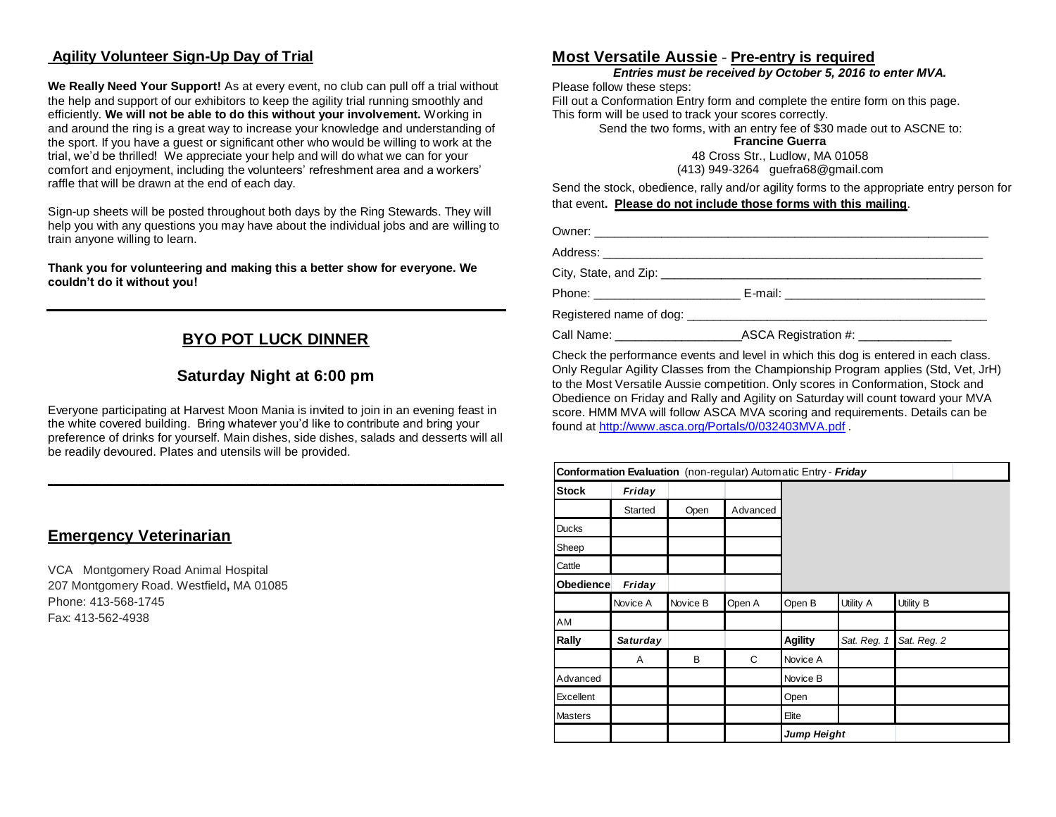## Agility Volunteer Sign-Up Day of Trial

**We Really Need Your Support!** As at every event, no club can pull off a trial without the help and support of our exhibitors to keep the agility trial running smoothly and efficiently. **We will not be able to do this without your involvement.** Working in and around the ring is a great way to increase your knowledge and understanding of the sport. If you have a guest or significant other who would be willing to work at the trial, we'd be thrilled! We appreciate your help and will do what we can for your comfort and enjoyment, including the volunteers' refreshment area and a workers' raffle that will be drawn at the end of each day.

Sign-up sheets will be posted throughout both days by the Ring Stewards. They will help you with any questions you may have about the individual jobs and are willing to train anyone willing to learn.

**Thank you for volunteering and making this a better show for everyone. We couldn't do it without you!**

---

## BYO POT LUCK DINNER

### Saturday Night at 6:00 pm

Everyone participating at Harvest Moon Mania is invited to join in an evening feast in the white covered building. Bring whatever you'd like to contribute and bring your preference of drinks for yourself. Main dishes, side dishes, salads and desserts will all be readily devoured. Plates and utensils will be provided.

---

## Emergency Veterinarian

VCA Montgomery Road Animal Hospital
207 Montgomery Road. Westfield, MA 01085
Phone: 413-568-1745
Fax: 413-562-4938

## Most Versatile Aussie - Pre-entry is required

***Entries must be received by October 5, 2016 to enter MVA.***

Please follow these steps:
Fill out a Conformation Entry form and complete the entire form on this page.
This form will be used to track your scores correctly.
Send the two forms, with an entry fee of $30 made out to ASCNE to:

**Francine Guerra**
48 Cross Str., Ludlow, MA 01058
(413) 949-3264 guefra68@gmail.com

Send the stock, obedience, rally and/or agility forms to the appropriate entry person for that event. **Please do not include those forms with this mailing**.

Owner: ____________________________________________

Address: ____________________________________________

City, State, and Zip: ____________________________________________

Phone: ____________________ E-mail: ____________________________

Registered name of dog: ____________________________________________

Call Name: ________________ ASCA Registration #: ____________

Check the performance events and level in which this dog is entered in each class. Only Regular Agility Classes from the Championship Program applies (Std, Vet, JrH) to the Most Versatile Aussie competition. Only scores in Conformation, Stock and Obedience on Friday and Rally and Agility on Saturday will count toward your MVA score. HMM MVA will follow ASCA MVA scoring and requirements. Details can be found at http://www.asca.org/Portals/0/032403MVA.pdf .

| **Conformation Evaluation** (non-regular) Automatic Entry - ***Friday*** | | | | | | | |
|---|---|---|---|---|---|---|---|
| **Stock** | ***Friday*** | | | | | | |
| | Started | Open | Advanced | | | | |
| Ducks | | | | | | | |
| Sheep | | | | | | | |
| Cattle | | | | | | | |
| **Obedience** | ***Friday*** | | | | | | |
| | Novice A | Novice B | Open A | Open B | Utility A | Utility B | |
| AM | | | | | | | |
| **Rally** | ***Saturday*** | | | **Agility** | *Sat. Reg. 1* | *Sat. Reg. 2* | |
| | A | B | C | Novice A | | | |
| Advanced | | | | Novice B | | | |
| Excellent | | | | Open | | | |
| Masters | | | | Elite | | | |
| | | | | ***Jump Height*** | | | |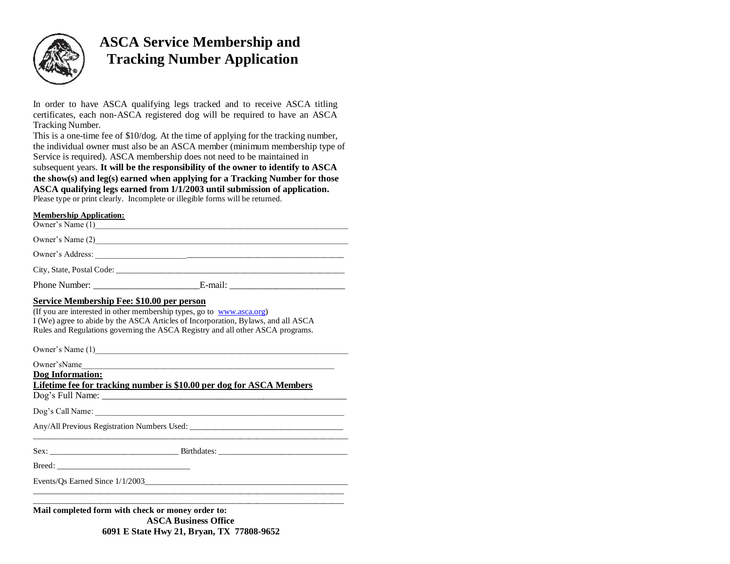# ASCA Service Membership and Tracking Number Application

In order to have ASCA qualifying legs tracked and to receive ASCA titling certificates, each non-ASCA registered dog will be required to have an ASCA Tracking Number.

This is a one-time fee of $10/dog. At the time of applying for the tracking number, the individual owner must also be an ASCA member (minimum membership type of Service is required). ASCA membership does not need to be maintained in subsequent years. **It will be the responsibility of the owner to identify to ASCA the show(s) and leg(s) earned when applying for a Tracking Number for those ASCA qualifying legs earned from 1/1/2003 until submission of application.**

Please type or print clearly. Incomplete or illegible forms will be returned.

**Membership Application:**

Owner's Name (1)\_\_\_\_\_\_\_\_\_\_\_\_\_\_\_\_\_\_\_\_\_\_\_\_\_\_\_\_\_\_\_\_\_\_\_\_\_\_\_\_\_\_

Owner's Name (2)\_\_\_\_\_\_\_\_\_\_\_\_\_\_\_\_\_\_\_\_\_\_\_\_\_\_\_\_\_\_\_\_\_\_\_\_\_\_\_\_\_\_

Owner's Address: \_\_\_\_\_\_\_\_\_\_\_\_\_\_\_\_\_\_\_\_\_\_\_\_\_\_\_\_\_\_\_\_\_\_\_\_\_\_\_\_\_\_

City, State, Postal Code: \_\_\_\_\_\_\_\_\_\_\_\_\_\_\_\_\_\_\_\_\_\_\_\_\_\_\_\_\_\_\_\_\_\_\_\_

Phone Number: \_\_\_\_\_\_\_\_\_\_\_\_\_\_\_\_\_\_\_\_E-mail: \_\_\_\_\_\_\_\_\_\_\_\_\_\_\_\_\_\_\_\_

**Service Membership Fee: $10.00 per person**

(If you are interested in other membership types, go to [www.asca.org](http://www.asca.org))

I (We) agree to abide by the ASCA Articles of Incorporation, Bylaws, and all ASCA Rules and Regulations governing the ASCA Registry and all other ASCA programs.

Owner's Name (1)\_\_\_\_\_\_\_\_\_\_\_\_\_\_\_\_\_\_\_\_\_\_\_\_\_\_\_\_\_\_\_\_\_\_\_\_\_\_\_\_\_\_

Owner'sName\_\_\_\_\_\_\_\_\_\_\_\_\_\_\_\_\_\_\_\_\_\_\_\_\_\_\_\_\_\_\_\_\_\_\_\_\_\_\_\_\_\_

**Dog Information:**

**Lifetime fee for tracking number is $10.00 per dog for ASCA Members**

Dog's Full Name: \_\_\_\_\_\_\_\_\_\_\_\_\_\_\_\_\_\_\_\_\_\_\_\_\_\_\_\_\_\_\_\_\_\_\_\_\_\_\_\_

Dog's Call Name: \_\_\_\_\_\_\_\_\_\_\_\_\_\_\_\_\_\_\_\_\_\_\_\_\_\_\_\_\_\_\_\_\_\_\_\_\_\_\_\_

Any/All Previous Registration Numbers Used: \_\_\_\_\_\_\_\_\_\_\_\_\_\_\_\_\_\_\_\_\_\_\_\_\_\_\_\_

\_\_\_\_\_\_\_\_\_\_\_\_\_\_\_\_\_\_\_\_\_\_\_\_\_\_\_\_\_\_\_\_\_\_\_\_\_\_\_\_\_\_\_\_\_\_\_\_\_\_\_\_\_\_

Sex: \_\_\_\_\_\_\_\_\_\_\_\_\_\_\_\_\_\_\_\_\_\_\_\_ Birthdates: \_\_\_\_\_\_\_\_\_\_\_\_\_\_\_\_\_\_\_\_\_\_\_\_

Breed: \_\_\_\_\_\_\_\_\_\_\_\_\_\_\_\_\_\_\_\_\_\_\_\_

Events/Qs Earned Since 1/1/2003\_\_\_\_\_\_\_\_\_\_\_\_\_\_\_\_\_\_\_\_\_\_\_\_\_\_\_\_\_\_\_\_\_\_\_\_

\_\_\_\_\_\_\_\_\_\_\_\_\_\_\_\_\_\_\_\_\_\_\_\_\_\_\_\_\_\_\_\_\_\_\_\_\_\_\_\_\_\_\_\_\_\_\_\_\_\_\_\_\_\_

\_\_\_\_\_\_\_\_\_\_\_\_\_\_\_\_\_\_\_\_\_\_\_\_\_\_\_\_\_\_\_\_\_\_\_\_\_\_\_\_\_\_\_\_\_\_\_\_\_\_\_\_\_\_

**Mail completed form with check or money order to:**

**ASCA Business Office**
**6091 E State Hwy 21, Bryan, TX 77808-9652**